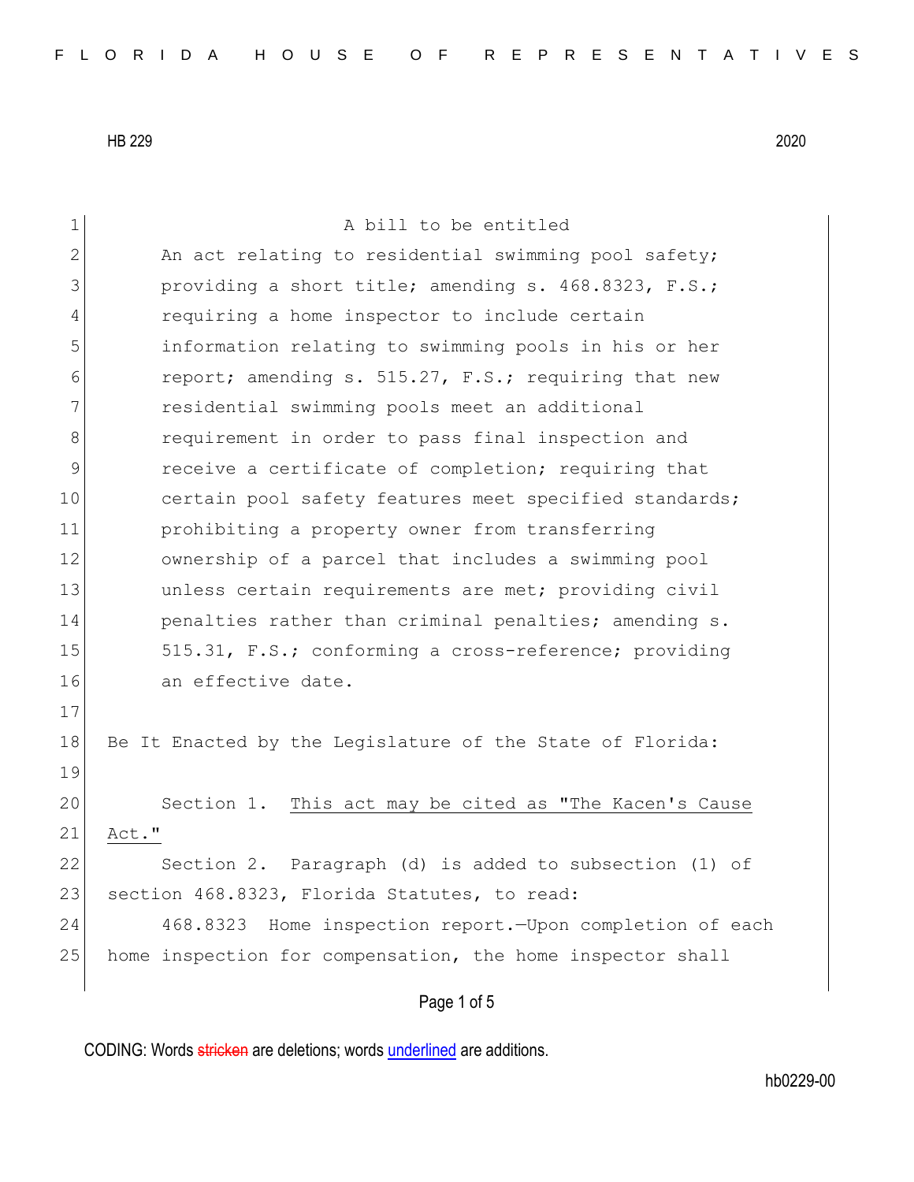HB 229 2020

A bill to be entitled

An act relating to residential swimming pool safety; providing a short title; amending s. 468.8323, F.S.; requiring a home inspector to include certain information relating to swimming pools in his or her report; amending s. 515.27, F.S.; requiring that new residential swimming pools meet an additional requirement in order to pass final inspection and receive a certificate of completion; requiring that certain pool safety features meet specified standards; prohibiting a property owner from transferring ownership of a parcel that includes a swimming pool unless certain requirements are met; providing civil penalties rather than criminal penalties; amending s. 515.31, F.S.; conforming a cross-reference; providing an effective date.

Be It Enacted by the Legislature of the State of Florida:

Section 1. <u>This act may be cited as "The Kacen's Cause Act."</u>

Section 2. Paragraph (d) is added to subsection (1) of section 468.8323, Florida Statutes, to read:

468.8323 Home inspection report.—Upon completion of each home inspection for compensation, the home inspector shall

CODING: Words ~~stricken~~ are deletions; words <u>underlined</u> are additions.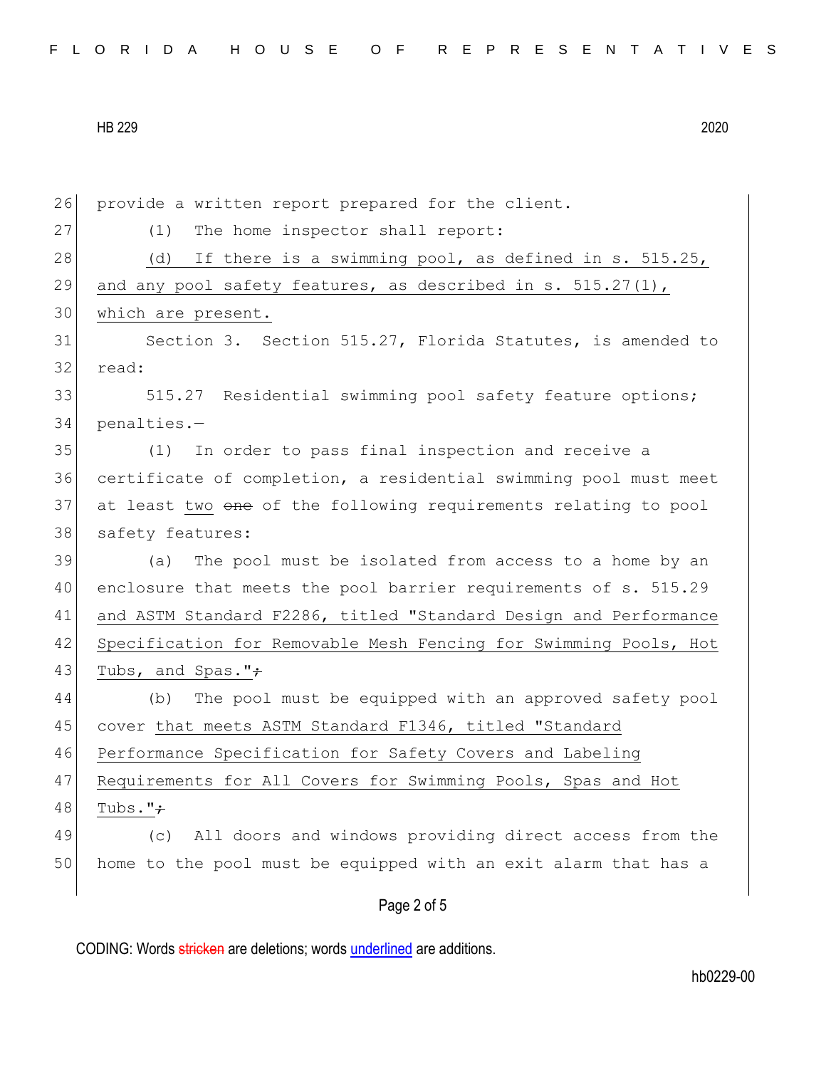provide a written report prepared for the client.

(1) The home inspector shall report:

(d) If there is a swimming pool, as defined in s. 515.25, and any pool safety features, as described in s. 515.27(1), which are present.

Section 3. Section 515.27, Florida Statutes, is amended to read:

515.27 Residential swimming pool safety feature options; penalties.—

(1) In order to pass final inspection and receive a certificate of completion, a residential swimming pool must meet at least two ~~one~~ of the following requirements relating to pool safety features:

(a) The pool must be isolated from access to a home by an enclosure that meets the pool barrier requirements of s. 515.29 and ASTM Standard F2286, titled "Standard Design and Performance Specification for Removable Mesh Fencing for Swimming Pools, Hot Tubs, and Spas."~~;~~

(b) The pool must be equipped with an approved safety pool cover that meets ASTM Standard F1346, titled "Standard Performance Specification for Safety Covers and Labeling Requirements for All Covers for Swimming Pools, Spas and Hot Tubs."~~;~~

(c) All doors and windows providing direct access from the home to the pool must be equipped with an exit alarm that has a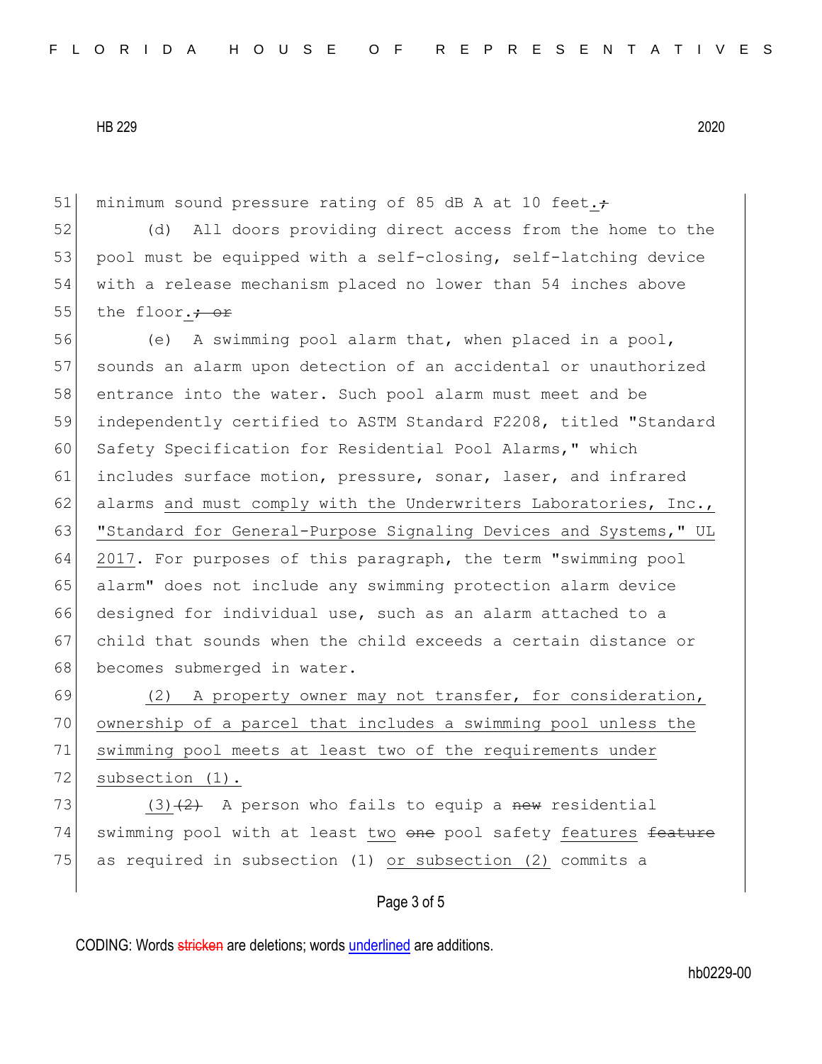minimum sound pressure rating of 85 dB A at 10 feet.~~;~~

(d) All doors providing direct access from the home to the pool must be equipped with a self-closing, self-latching device with a release mechanism placed no lower than 54 inches above the floor.~~; or~~

(e) A swimming pool alarm that, when placed in a pool, sounds an alarm upon detection of an accidental or unauthorized entrance into the water. Such pool alarm must meet and be independently certified to ASTM Standard F2208, titled "Standard Safety Specification for Residential Pool Alarms," which includes surface motion, pressure, sonar, laser, and infrared alarms <u>and must comply with the Underwriters Laboratories, Inc., "Standard for General-Purpose Signaling Devices and Systems," UL 2017</u>. For purposes of this paragraph, the term "swimming pool alarm" does not include any swimming protection alarm device designed for individual use, such as an alarm attached to a child that sounds when the child exceeds a certain distance or becomes submerged in water.

<u>(2) A property owner may not transfer, for consideration, ownership of a parcel that includes a swimming pool unless the swimming pool meets at least two of the requirements under subsection (1).</u>

<u>(3)</u>~~(2)~~ A person who fails to equip a ~~new~~ residential swimming pool with at least <u>two</u> ~~one~~ pool safety <u>features</u> ~~feature~~ as required in subsection (1) <u>or subsection (2)</u> commits a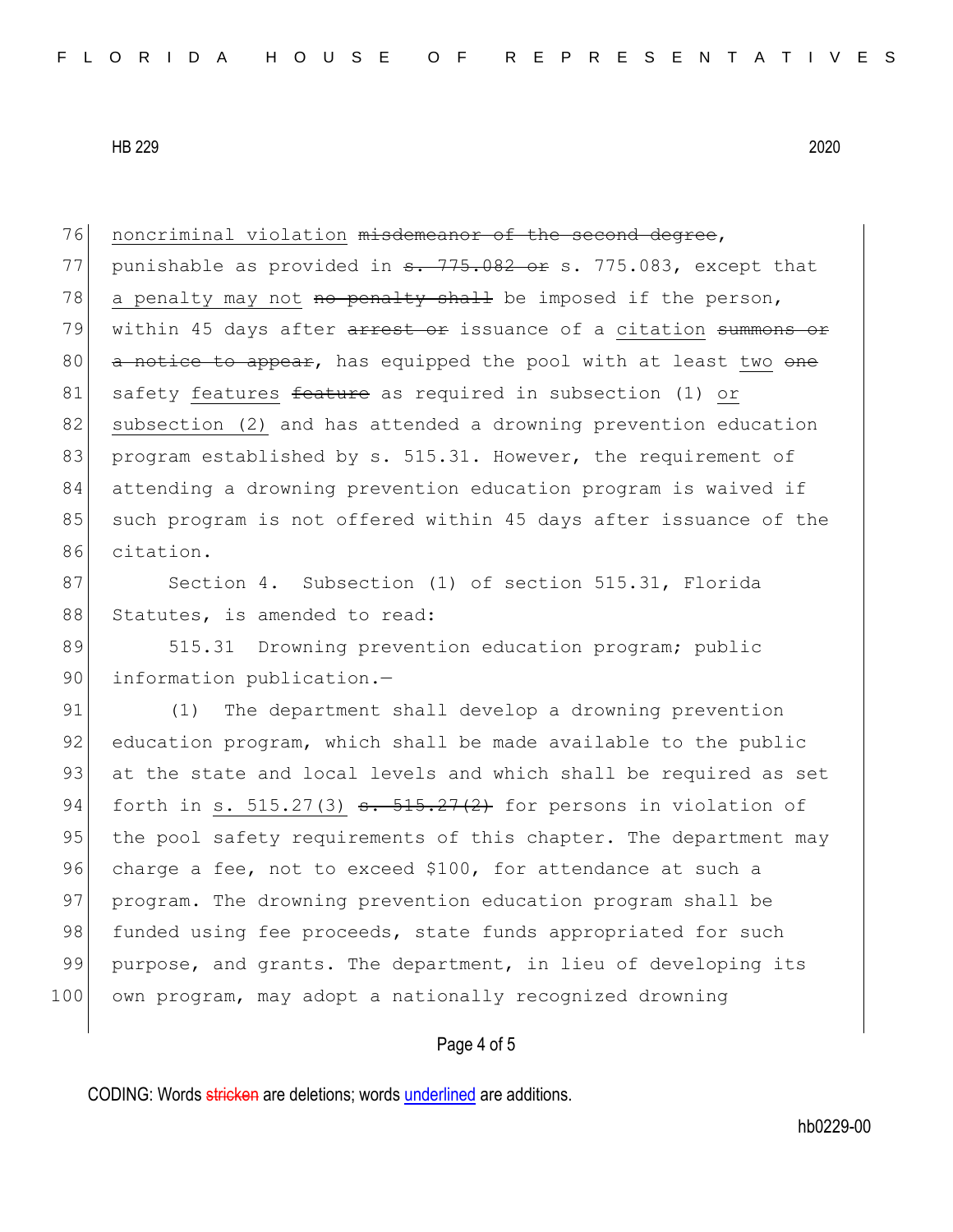noncriminal violation ~~misdemeanor of the second degree~~, punishable as provided in ~~s. 775.082 or~~ s. 775.083, except that a penalty may not ~~no penalty shall~~ be imposed if the person, within 45 days after ~~arrest or~~ issuance of a citation ~~summons or a notice to appear~~, has equipped the pool with at least two ~~one~~ safety features ~~feature~~ as required in subsection (1) or subsection (2) and has attended a drowning prevention education program established by s. 515.31. However, the requirement of attending a drowning prevention education program is waived if such program is not offered within 45 days after issuance of the citation.

Section 4. Subsection (1) of section 515.31, Florida Statutes, is amended to read:

515.31 Drowning prevention education program; public information publication.—

(1) The department shall develop a drowning prevention education program, which shall be made available to the public at the state and local levels and which shall be required as set forth in s. 515.27(3) ~~s. 515.27(2)~~ for persons in violation of the pool safety requirements of this chapter. The department may charge a fee, not to exceed $100, for attendance at such a program. The drowning prevention education program shall be funded using fee proceeds, state funds appropriated for such purpose, and grants. The department, in lieu of developing its own program, may adopt a nationally recognized drowning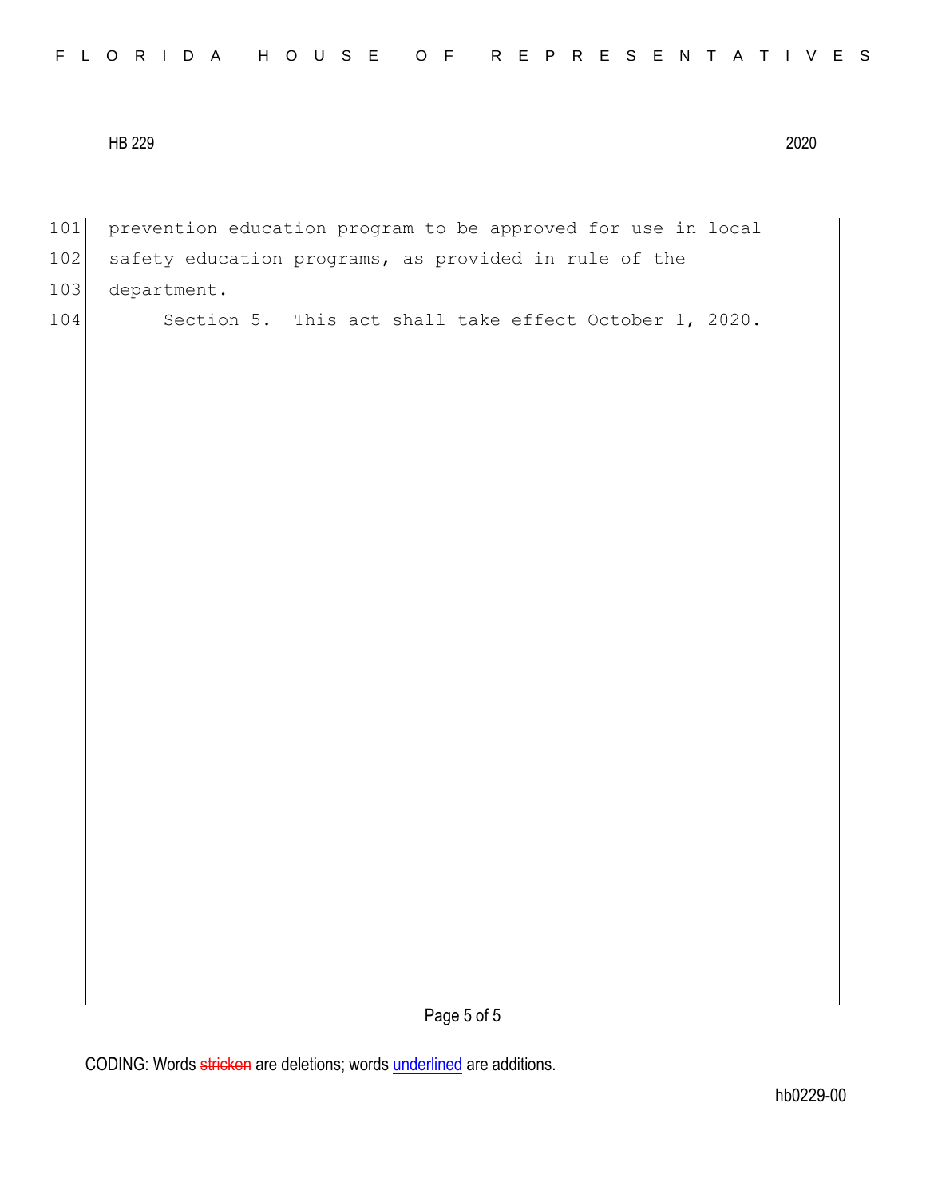prevention education program to be approved for use in local safety education programs, as provided in rule of the department.

Section 5. This act shall take effect October 1, 2020.